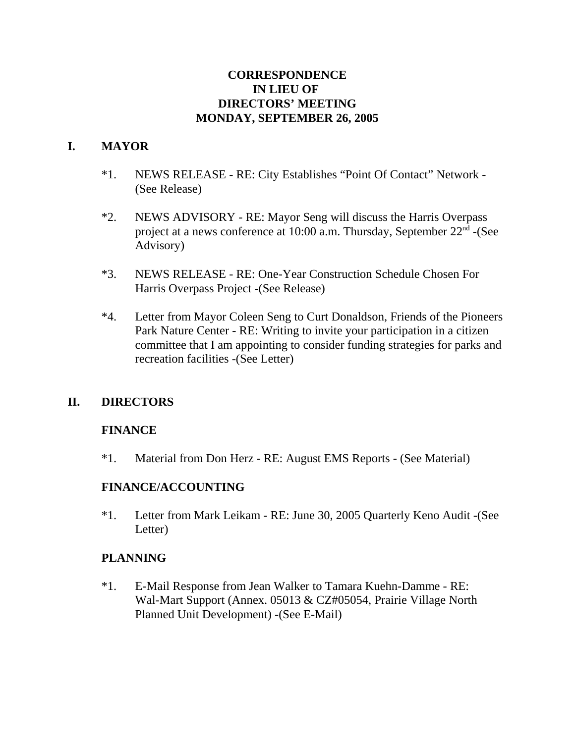# CORRESPONDENCE
# IN LIEU OF
# DIRECTORS' MEETING
# MONDAY, SEPTEMBER 26, 2005

## I. MAYOR

*1. NEWS RELEASE - RE: City Establishes "Point Of Contact" Network - (See Release)

*2. NEWS ADVISORY - RE: Mayor Seng will discuss the Harris Overpass project at a news conference at 10:00 a.m. Thursday, September 22nd -(See Advisory)

*3. NEWS RELEASE - RE: One-Year Construction Schedule Chosen For Harris Overpass Project -(See Release)

*4. Letter from Mayor Coleen Seng to Curt Donaldson, Friends of the Pioneers Park Nature Center - RE: Writing to invite your participation in a citizen committee that I am appointing to consider funding strategies for parks and recreation facilities -(See Letter)

## II. DIRECTORS

### FINANCE

*1. Material from Don Herz - RE: August EMS Reports - (See Material)

### FINANCE/ACCOUNTING

*1. Letter from Mark Leikam - RE: June 30, 2005 Quarterly Keno Audit -(See Letter)

### PLANNING

*1. E-Mail Response from Jean Walker to Tamara Kuehn-Damme - RE: Wal-Mart Support (Annex. 05013 & CZ#05054, Prairie Village North Planned Unit Development) -(See E-Mail)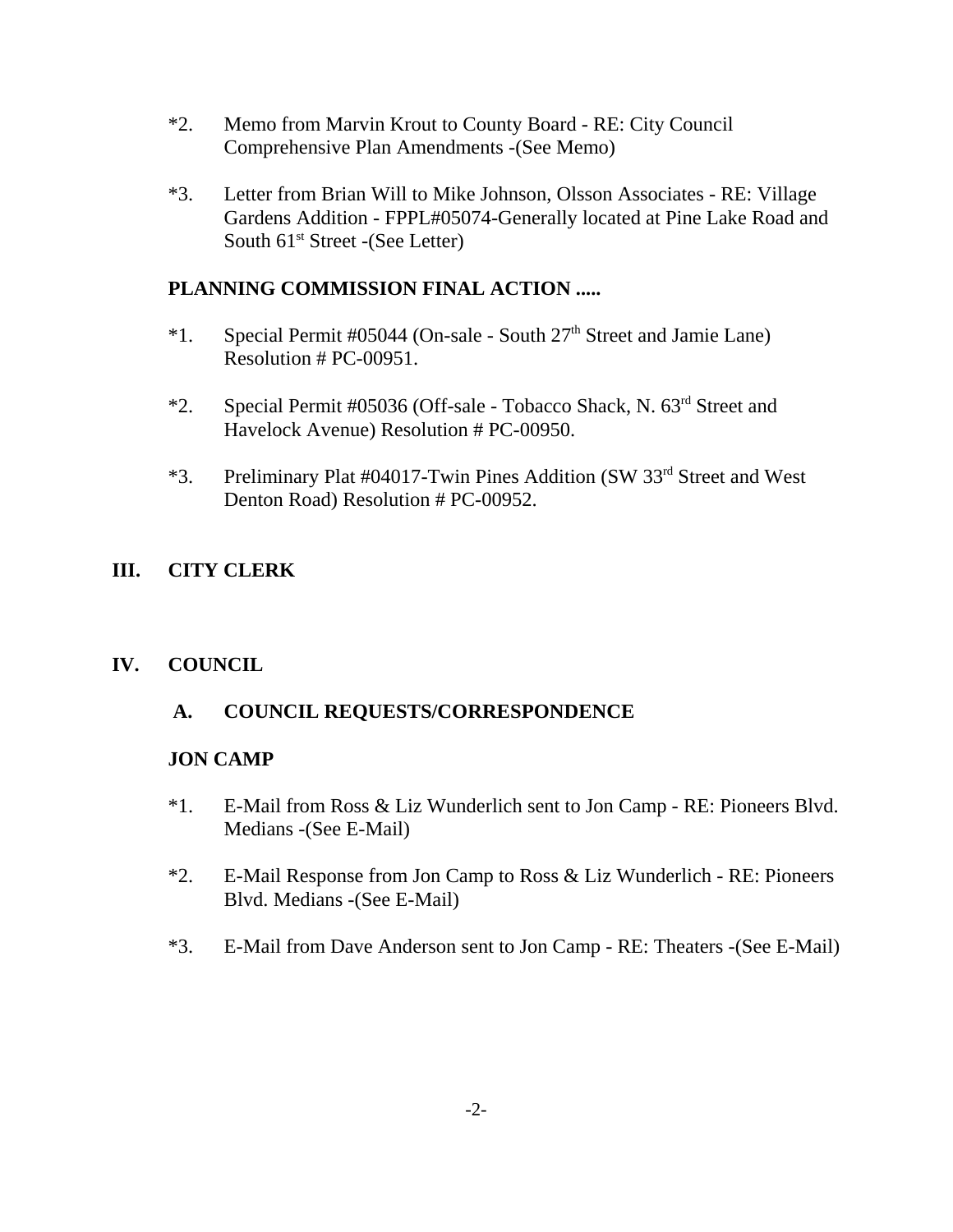*2. Memo from Marvin Krout to County Board - RE: City Council Comprehensive Plan Amendments -(See Memo)

*3. Letter from Brian Will to Mike Johnson, Olsson Associates - RE: Village Gardens Addition - FPPL#05074-Generally located at Pine Lake Road and South 61st Street -(See Letter)

**PLANNING COMMISSION FINAL ACTION .....**

*1. Special Permit #05044 (On-sale - South 27th Street and Jamie Lane) Resolution # PC-00951.

*2. Special Permit #05036 (Off-sale - Tobacco Shack, N. 63rd Street and Havelock Avenue) Resolution # PC-00950.

*3. Preliminary Plat #04017-Twin Pines Addition (SW 33rd Street and West Denton Road) Resolution # PC-00952.

## III. CITY CLERK

## IV. COUNCIL

### A. COUNCIL REQUESTS/CORRESPONDENCE

**JON CAMP**

*1. E-Mail from Ross & Liz Wunderlich sent to Jon Camp - RE: Pioneers Blvd. Medians -(See E-Mail)

*2. E-Mail Response from Jon Camp to Ross & Liz Wunderlich - RE: Pioneers Blvd. Medians -(See E-Mail)

*3. E-Mail from Dave Anderson sent to Jon Camp - RE: Theaters -(See E-Mail)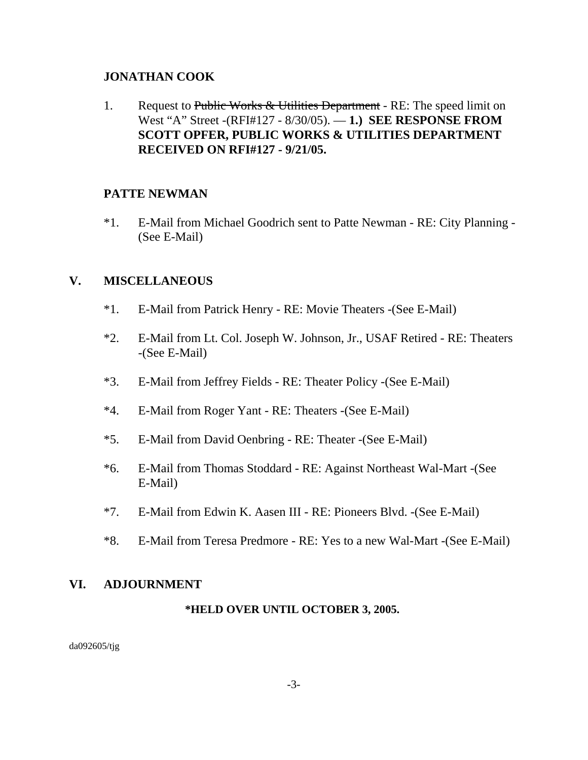**JONATHAN COOK**

1. Request to ~~Public Works & Utilities Department~~ - RE: The speed limit on West "A" Street -(RFI#127 - 8/30/05). — **1.) SEE RESPONSE FROM SCOTT OPFER, PUBLIC WORKS & UTILITIES DEPARTMENT RECEIVED ON RFI#127 - 9/21/05.**

**PATTE NEWMAN**

*1. E-Mail from Michael Goodrich sent to Patte Newman - RE: City Planning - (See E-Mail)

## V. MISCELLANEOUS

*1. E-Mail from Patrick Henry - RE: Movie Theaters -(See E-Mail)

*2. E-Mail from Lt. Col. Joseph W. Johnson, Jr., USAF Retired - RE: Theaters -(See E-Mail)

*3. E-Mail from Jeffrey Fields - RE: Theater Policy -(See E-Mail)

*4. E-Mail from Roger Yant - RE: Theaters -(See E-Mail)

*5. E-Mail from David Oenbring - RE: Theater -(See E-Mail)

*6. E-Mail from Thomas Stoddard - RE: Against Northeast Wal-Mart -(See E-Mail)

*7. E-Mail from Edwin K. Aasen III - RE: Pioneers Blvd. -(See E-Mail)

*8. E-Mail from Teresa Predmore - RE: Yes to a new Wal-Mart -(See E-Mail)

## VI. ADJOURNMENT

**\*HELD OVER UNTIL OCTOBER 3, 2005.**

da092605/tjg